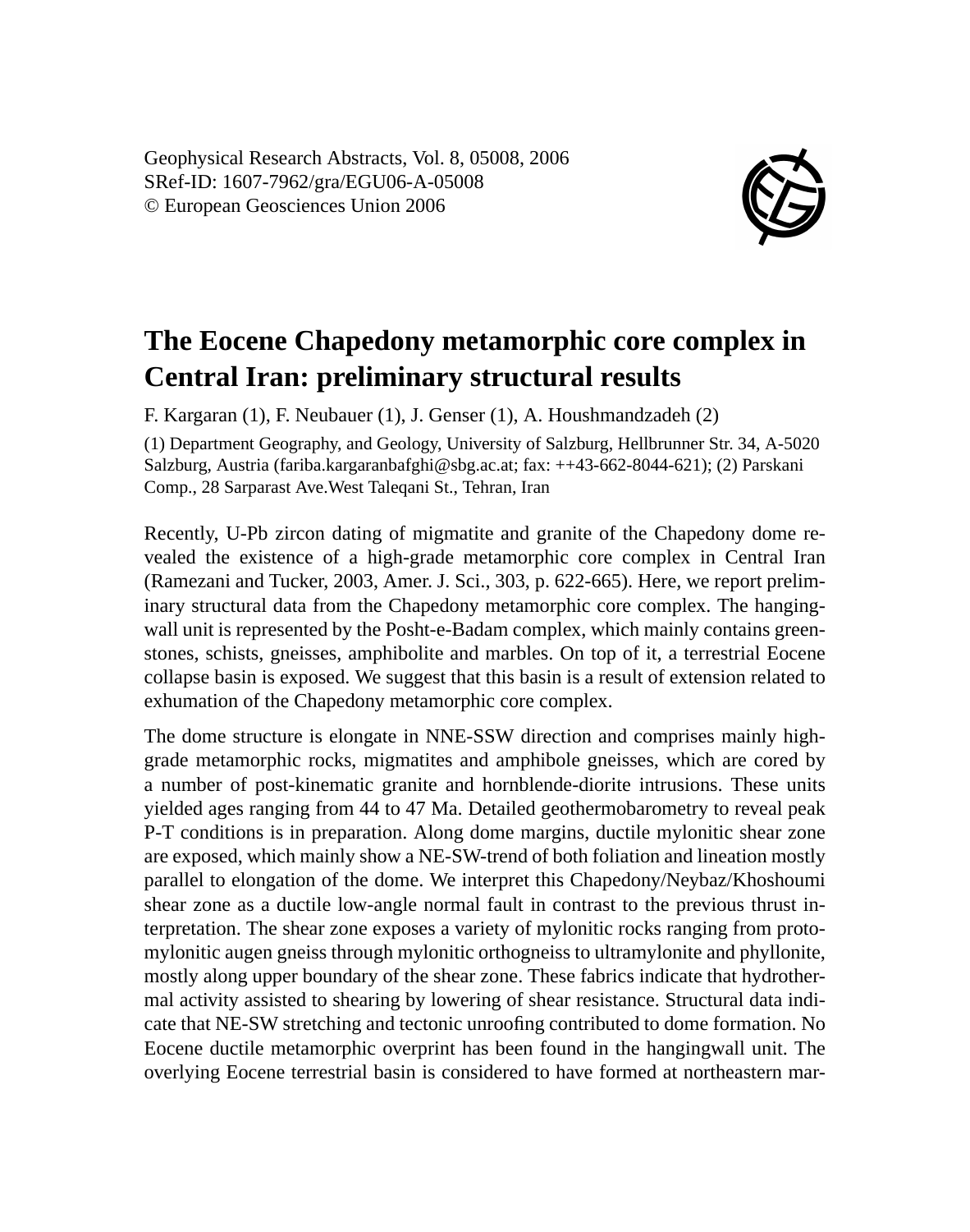Geophysical Research Abstracts, Vol. 8, 05008, 2006
SRef-ID: 1607-7962/gra/EGU06-A-05008
© European Geosciences Union 2006

# The Eocene Chapedony metamorphic core complex in Central Iran: preliminary structural results

F. Kargaran (1), F. Neubauer (1), J. Genser (1), A. Houshmandzadeh (2)

(1) Department Geography, and Geology, University of Salzburg, Hellbrunner Str. 34, A-5020 Salzburg, Austria (fariba.kargaranbafghi@sbg.ac.at; fax: ++43-662-8044-621); (2) Parskani Comp., 28 Sarparast Ave.West Taleqani St., Tehran, Iran

Recently, U-Pb zircon dating of migmatite and granite of the Chapedony dome revealed the existence of a high-grade metamorphic core complex in Central Iran (Ramezani and Tucker, 2003, Amer. J. Sci., 303, p. 622-665). Here, we report preliminary structural data from the Chapedony metamorphic core complex. The hangingwall unit is represented by the Posht-e-Badam complex, which mainly contains greenstones, schists, gneisses, amphibolite and marbles. On top of it, a terrestrial Eocene collapse basin is exposed. We suggest that this basin is a result of extension related to exhumation of the Chapedony metamorphic core complex.

The dome structure is elongate in NNE-SSW direction and comprises mainly high-grade metamorphic rocks, migmatites and amphibole gneisses, which are cored by a number of post-kinematic granite and hornblende-diorite intrusions. These units yielded ages ranging from 44 to 47 Ma. Detailed geothermobarometry to reveal peak P-T conditions is in preparation. Along dome margins, ductile mylonitic shear zone are exposed, which mainly show a NE-SW-trend of both foliation and lineation mostly parallel to elongation of the dome. We interpret this Chapedony/Neybaz/Khoshoumi shear zone as a ductile low-angle normal fault in contrast to the previous thrust interpretation. The shear zone exposes a variety of mylonitic rocks ranging from protomylonitic augen gneiss through mylonitic orthogneiss to ultramylonite and phyllonite, mostly along upper boundary of the shear zone. These fabrics indicate that hydrothermal activity assisted to shearing by lowering of shear resistance. Structural data indicate that NE-SW stretching and tectonic unroofing contributed to dome formation. No Eocene ductile metamorphic overprint has been found in the hangingwall unit. The overlying Eocene terrestrial basin is considered to have formed at northeastern mar-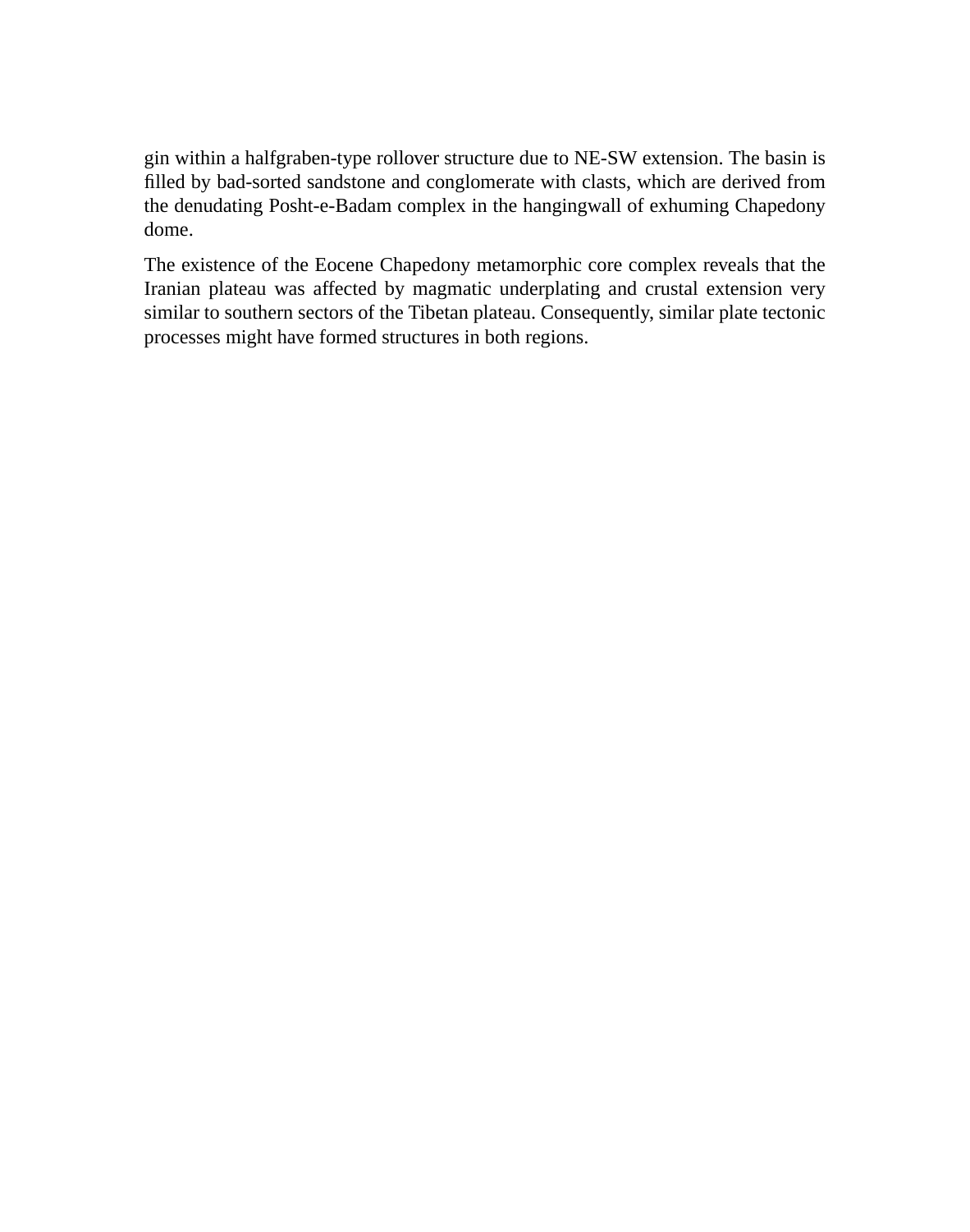gin within a halfgraben-type rollover structure due to NE-SW extension. The basin is filled by bad-sorted sandstone and conglomerate with clasts, which are derived from the denudating Posht-e-Badam complex in the hangingwall of exhuming Chapedony dome.

The existence of the Eocene Chapedony metamorphic core complex reveals that the Iranian plateau was affected by magmatic underplating and crustal extension very similar to southern sectors of the Tibetan plateau. Consequently, similar plate tectonic processes might have formed structures in both regions.